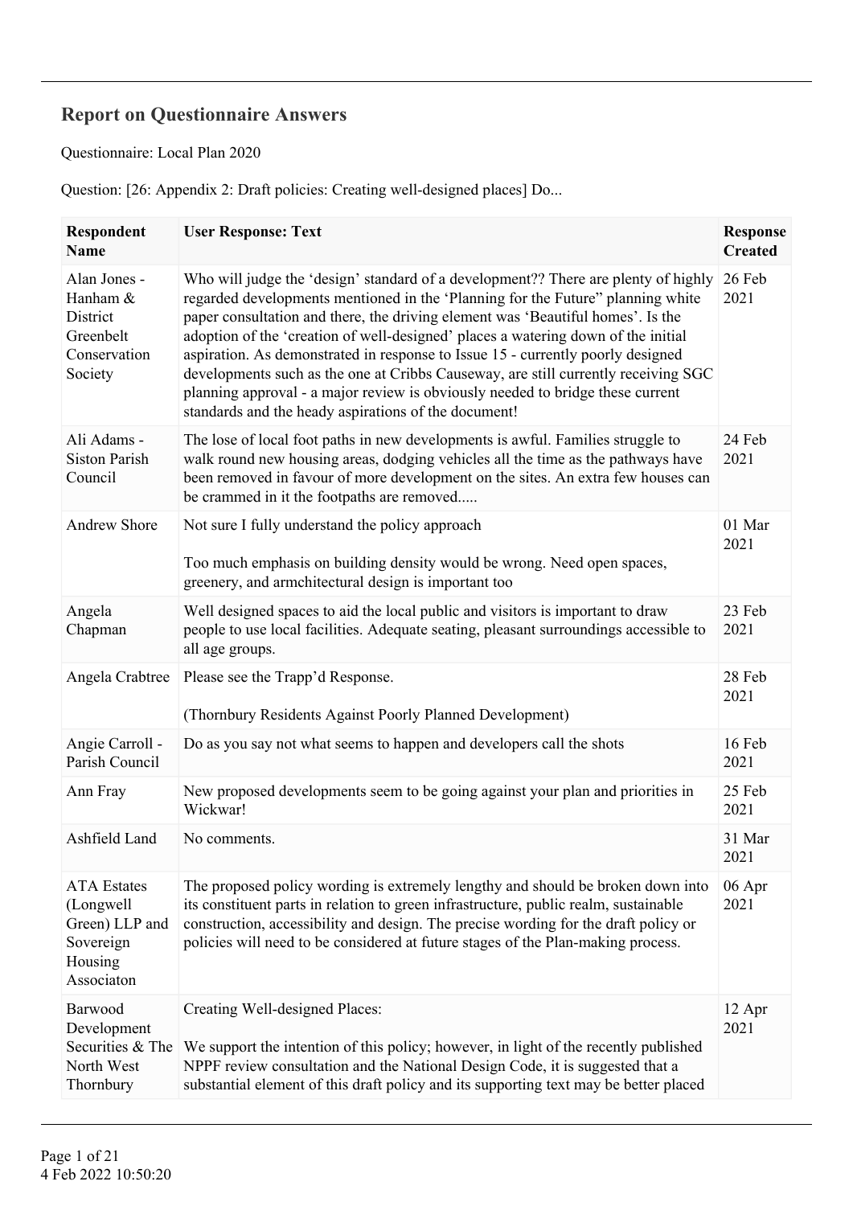## Report on Questionnaire Answers

Questionnaire: Local Plan 2020

Question: [26: Appendix 2: Draft policies: Creating well-designed places] Do...

| Respondent Name | User Response: Text | Response Created |
|---|---|---|
| Alan Jones - Hanham & District Greenbelt Conservation Society | Who will judge the 'design' standard of a development?? There are plenty of highly regarded developments mentioned in the 'Planning for the Future" planning white paper consultation and there, the driving element was 'Beautiful homes'. Is the adoption of the 'creation of well-designed' places a watering down of the initial aspiration. As demonstrated in response to Issue 15 - currently poorly designed developments such as the one at Cribbs Causeway, are still currently receiving SGC planning approval - a major review is obviously needed to bridge these current standards and the heady aspirations of the document! | 26 Feb 2021 |
| Ali Adams - Siston Parish Council | The lose of local foot paths in new developments is awful. Families struggle to walk round new housing areas, dodging vehicles all the time as the pathways have been removed in favour of more development on the sites. An extra few houses can be crammed in it the footpaths are removed..... | 24 Feb 2021 |
| Andrew Shore | Not sure I fully understand the policy approach<br><br>Too much emphasis on building density would be wrong. Need open spaces, greenery, and armchitectural design is important too | 01 Mar 2021 |
| Angela Chapman | Well designed spaces to aid the local public and visitors is important to draw people to use local facilities. Adequate seating, pleasant surroundings accessible to all age groups. | 23 Feb 2021 |
| Angela Crabtree | Please see the Trapp'd Response.<br><br>(Thornbury Residents Against Poorly Planned Development) | 28 Feb 2021 |
| Angie Carroll - Parish Council | Do as you say not what seems to happen and developers call the shots | 16 Feb 2021 |
| Ann Fray | New proposed developments seem to be going against your plan and priorities in Wickwar! | 25 Feb 2021 |
| Ashfield Land | No comments. | 31 Mar 2021 |
| ATA Estates (Longwell Green) LLP and Sovereign Housing Associaton | The proposed policy wording is extremely lengthy and should be broken down into its constituent parts in relation to green infrastructure, public realm, sustainable construction, accessibility and design. The precise wording for the draft policy or policies will need to be considered at future stages of the Plan-making process. | 06 Apr 2021 |
| Barwood Development Securities & The North West Thornbury | Creating Well-designed Places:<br><br>We support the intention of this policy; however, in light of the recently published NPPF review consultation and the National Design Code, it is suggested that a substantial element of this draft policy and its supporting text may be better placed | 12 Apr 2021 |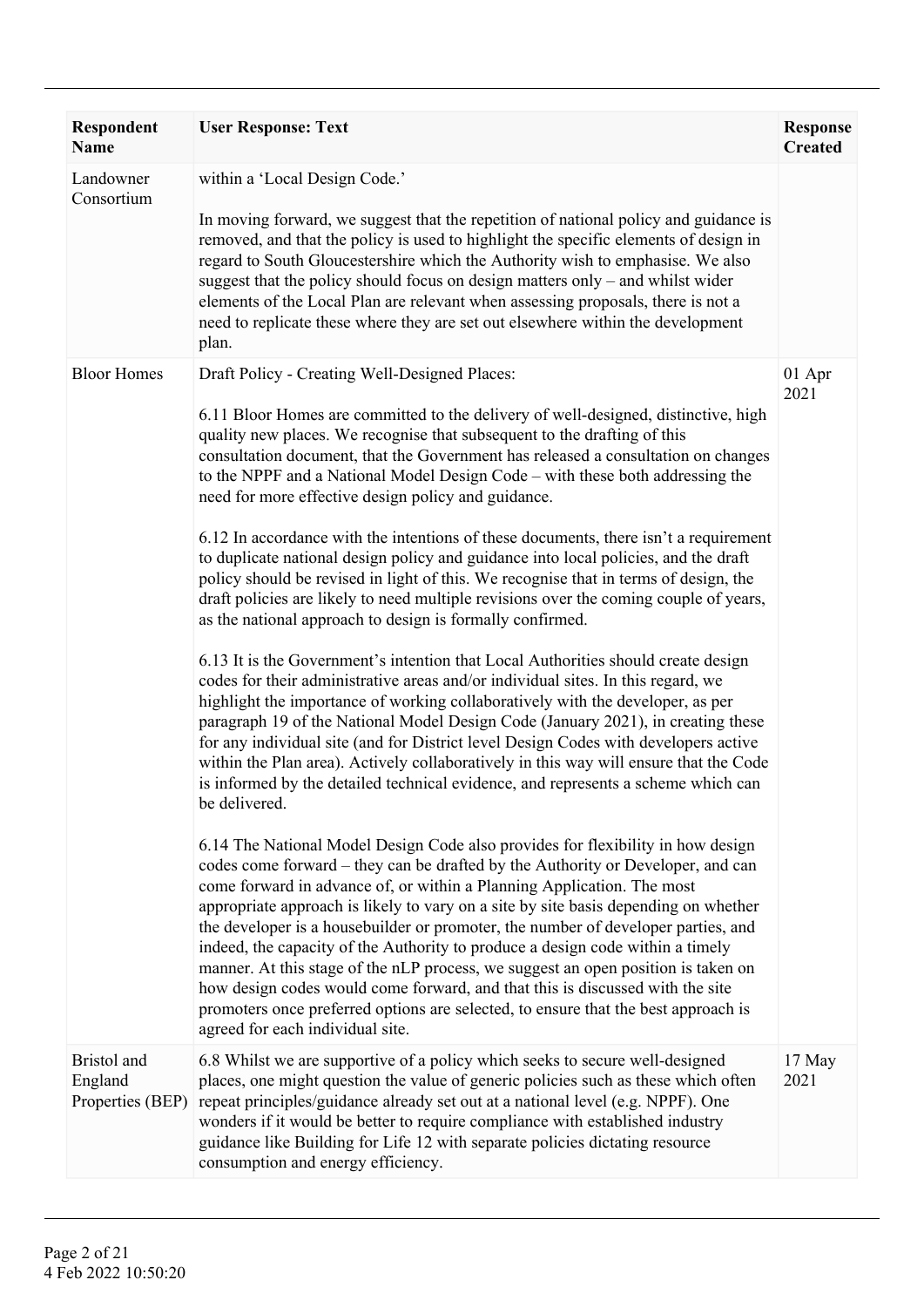| Respondent Name | User Response: Text | Response Created |
|---|---|---|
| Landowner Consortium | within a 'Local Design Code.'<br><br>In moving forward, we suggest that the repetition of national policy and guidance is removed, and that the policy is used to highlight the specific elements of design in regard to South Gloucestershire which the Authority wish to emphasise. We also suggest that the policy should focus on design matters only – and whilst wider elements of the Local Plan are relevant when assessing proposals, there is not a need to replicate these where they are set out elsewhere within the development plan. | |
| Bloor Homes | Draft Policy - Creating Well-Designed Places:<br><br>6.11 Bloor Homes are committed to the delivery of well-designed, distinctive, high quality new places. We recognise that subsequent to the drafting of this consultation document, that the Government has released a consultation on changes to the NPPF and a National Model Design Code – with these both addressing the need for more effective design policy and guidance.<br><br>6.12 In accordance with the intentions of these documents, there isn't a requirement to duplicate national design policy and guidance into local policies, and the draft policy should be revised in light of this. We recognise that in terms of design, the draft policies are likely to need multiple revisions over the coming couple of years, as the national approach to design is formally confirmed.<br><br>6.13 It is the Government's intention that Local Authorities should create design codes for their administrative areas and/or individual sites. In this regard, we highlight the importance of working collaboratively with the developer, as per paragraph 19 of the National Model Design Code (January 2021), in creating these for any individual site (and for District level Design Codes with developers active within the Plan area). Actively collaboratively in this way will ensure that the Code is informed by the detailed technical evidence, and represents a scheme which can be delivered.<br><br>6.14 The National Model Design Code also provides for flexibility in how design codes come forward – they can be drafted by the Authority or Developer, and can come forward in advance of, or within a Planning Application. The most appropriate approach is likely to vary on a site by site basis depending on whether the developer is a housebuilder or promoter, the number of developer parties, and indeed, the capacity of the Authority to produce a design code within a timely manner. At this stage of the nLP process, we suggest an open position is taken on how design codes would come forward, and that this is discussed with the site promoters once preferred options are selected, to ensure that the best approach is agreed for each individual site. | 01 Apr 2021 |
| Bristol and England Properties (BEP) | 6.8 Whilst we are supportive of a policy which seeks to secure well-designed places, one might question the value of generic policies such as these which often repeat principles/guidance already set out at a national level (e.g. NPPF). One wonders if it would be better to require compliance with established industry guidance like Building for Life 12 with separate policies dictating resource consumption and energy efficiency. | 17 May 2021 |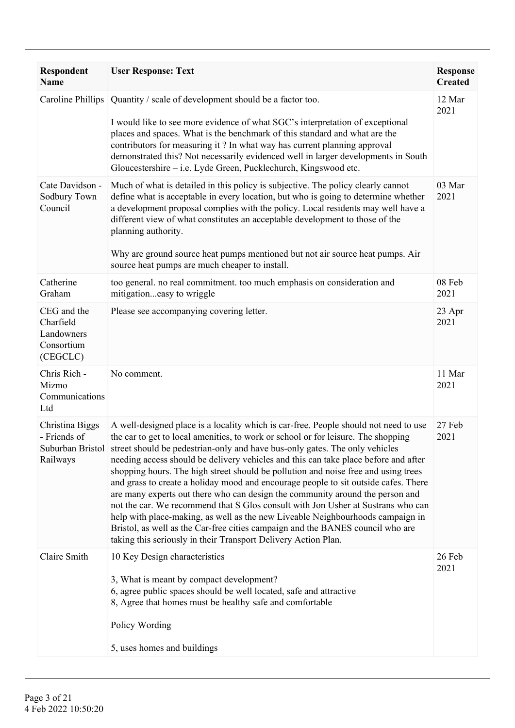| Respondent Name | User Response: Text | Response Created |
|---|---|---|
| Caroline Phillips | Quantity / scale of development should be a factor too.<br><br>I would like to see more evidence of what SGC's interpretation of exceptional places and spaces. What is the benchmark of this standard and what are the contributors for measuring it ? In what way has current planning approval demonstrated this? Not necessarily evidenced well in larger developments in South Gloucestershire – i.e. Lyde Green, Pucklechurch, Kingswood etc. | 12 Mar 2021 |
| Cate Davidson - Sodbury Town Council | Much of what is detailed in this policy is subjective. The policy clearly cannot define what is acceptable in every location, but who is going to determine whether a development proposal complies with the policy. Local residents may well have a different view of what constitutes an acceptable development to those of the planning authority.<br><br>Why are ground source heat pumps mentioned but not air source heat pumps. Air source heat pumps are much cheaper to install. | 03 Mar 2021 |
| Catherine Graham | too general. no real commitment. too much emphasis on consideration and mitigation...easy to wriggle | 08 Feb 2021 |
| CEG and the Charfield Landowners Consortium (CEGCLC) | Please see accompanying covering letter. | 23 Apr 2021 |
| Chris Rich - Mizmo Communications Ltd | No comment. | 11 Mar 2021 |
| Christina Biggs - Friends of Suburban Bristol Railways | A well-designed place is a locality which is car-free. People should not need to use the car to get to local amenities, to work or school or for leisure. The shopping street should be pedestrian-only and have bus-only gates. The only vehicles needing access should be delivery vehicles and this can take place before and after shopping hours. The high street should be pollution and noise free and using trees and grass to create a holiday mood and encourage people to sit outside cafes. There are many experts out there who can design the community around the person and not the car. We recommend that S Glos consult with Jon Usher at Sustrans who can help with place-making, as well as the new Liveable Neighbourhoods campaign in Bristol, as well as the Car-free cities campaign and the BANES council who are taking this seriously in their Transport Delivery Action Plan. | 27 Feb 2021 |
| Claire Smith | 10 Key Design characteristics<br><br>3, What is meant by compact development?<br>6, agree public spaces should be well located, safe and attractive<br>8, Agree that homes must be healthy safe and comfortable<br><br>Policy Wording<br><br>5, uses homes and buildings | 26 Feb 2021 |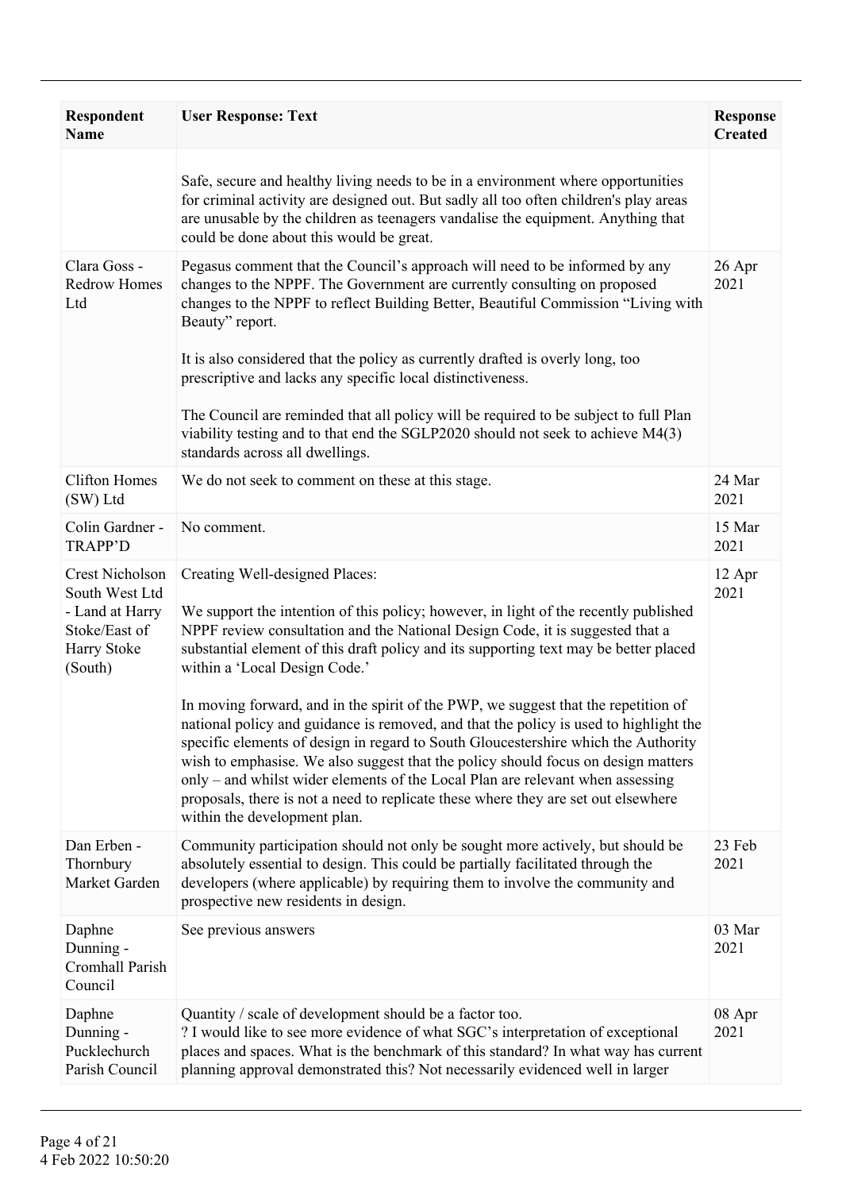| Respondent Name | User Response: Text | Response Created |
|---|---|---|
| | Safe, secure and healthy living needs to be in a environment where opportunities for criminal activity are designed out. But sadly all too often children's play areas are unusable by the children as teenagers vandalise the equipment. Anything that could be done about this would be great. | |
| Clara Goss - Redrow Homes Ltd | Pegasus comment that the Council's approach will need to be informed by any changes to the NPPF. The Government are currently consulting on proposed changes to the NPPF to reflect Building Better, Beautiful Commission "Living with Beauty" report.<br><br>It is also considered that the policy as currently drafted is overly long, too prescriptive and lacks any specific local distinctiveness.<br><br>The Council are reminded that all policy will be required to be subject to full Plan viability testing and to that end the SGLP2020 should not seek to achieve M4(3) standards across all dwellings. | 26 Apr 2021 |
| Clifton Homes (SW) Ltd | We do not seek to comment on these at this stage. | 24 Mar 2021 |
| Colin Gardner - TRAPP'D | No comment. | 15 Mar 2021 |
| Crest Nicholson South West Ltd - Land at Harry Stoke/East of Harry Stoke (South) | Creating Well-designed Places:<br><br>We support the intention of this policy; however, in light of the recently published NPPF review consultation and the National Design Code, it is suggested that a substantial element of this draft policy and its supporting text may be better placed within a 'Local Design Code.'<br><br>In moving forward, and in the spirit of the PWP, we suggest that the repetition of national policy and guidance is removed, and that the policy is used to highlight the specific elements of design in regard to South Gloucestershire which the Authority wish to emphasise. We also suggest that the policy should focus on design matters only – and whilst wider elements of the Local Plan are relevant when assessing proposals, there is not a need to replicate these where they are set out elsewhere within the development plan. | 12 Apr 2021 |
| Dan Erben - Thornbury Market Garden | Community participation should not only be sought more actively, but should be absolutely essential to design. This could be partially facilitated through the developers (where applicable) by requiring them to involve the community and prospective new residents in design. | 23 Feb 2021 |
| Daphne Dunning - Cromhall Parish Council | See previous answers | 03 Mar 2021 |
| Daphne Dunning - Pucklechurch Parish Council | Quantity / scale of development should be a factor too.<br>? I would like to see more evidence of what SGC's interpretation of exceptional places and spaces. What is the benchmark of this standard? In what way has current planning approval demonstrated this? Not necessarily evidenced well in larger | 08 Apr 2021 |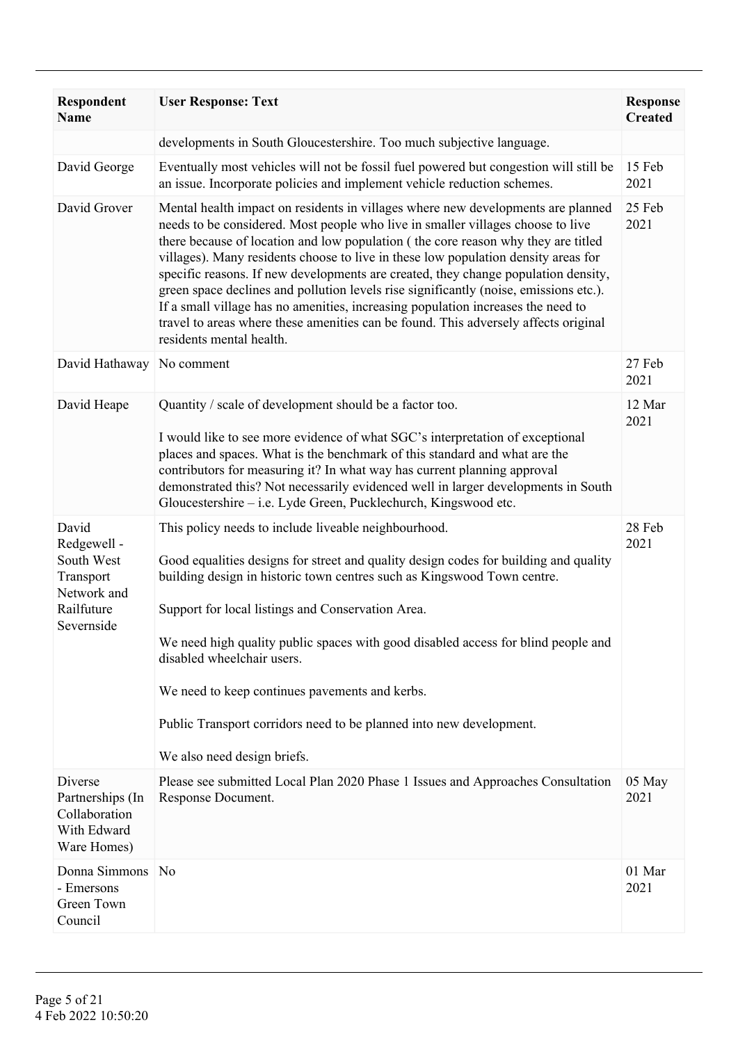| Respondent Name | User Response: Text | Response Created |
|---|---|---|
| | developments in South Gloucestershire. Too much subjective language. | |
| David George | Eventually most vehicles will not be fossil fuel powered but congestion will still be an issue. Incorporate policies and implement vehicle reduction schemes. | 15 Feb 2021 |
| David Grover | Mental health impact on residents in villages where new developments are planned needs to be considered. Most people who live in smaller villages choose to live there because of location and low population ( the core reason why they are titled villages). Many residents choose to live in these low population density areas for specific reasons. If new developments are created, they change population density, green space declines and pollution levels rise significantly (noise, emissions etc.). If a small village has no amenities, increasing population increases the need to travel to areas where these amenities can be found. This adversely affects original residents mental health. | 25 Feb 2021 |
| David Hathaway | No comment | 27 Feb 2021 |
| David Heape | Quantity / scale of development should be a factor too.<br><br>I would like to see more evidence of what SGC's interpretation of exceptional places and spaces. What is the benchmark of this standard and what are the contributors for measuring it? In what way has current planning approval demonstrated this? Not necessarily evidenced well in larger developments in South Gloucestershire – i.e. Lyde Green, Pucklechurch, Kingswood etc. | 12 Mar 2021 |
| David Redgewell - South West Transport Network and Railfuture Severnside | This policy needs to include liveable neighbourhood.<br><br>Good equalities designs for street and quality design codes for building and quality building design in historic town centres such as Kingswood Town centre.<br><br>Support for local listings and Conservation Area.<br><br>We need high quality public spaces with good disabled access for blind people and disabled wheelchair users.<br><br>We need to keep continues pavements and kerbs.<br><br>Public Transport corridors need to be planned into new development.<br><br>We also need design briefs. | 28 Feb 2021 |
| Diverse Partnerships (In Collaboration With Edward Ware Homes) | Please see submitted Local Plan 2020 Phase 1 Issues and Approaches Consultation Response Document. | 05 May 2021 |
| Donna Simmons - Emersons Green Town Council | No | 01 Mar 2021 |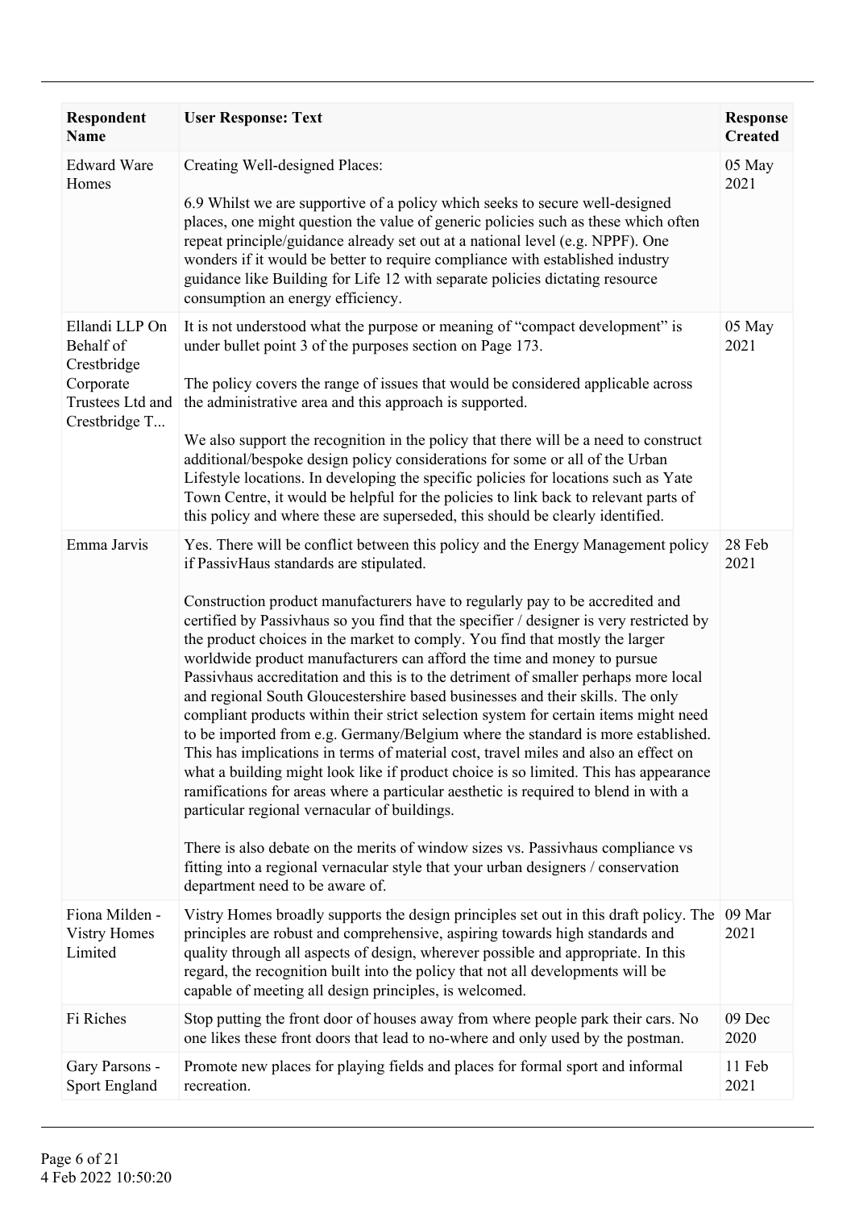| Respondent Name | User Response: Text | Response Created |
|---|---|---|
| Edward Ware Homes | Creating Well-designed Places:<br><br>6.9 Whilst we are supportive of a policy which seeks to secure well-designed places, one might question the value of generic policies such as these which often repeat principle/guidance already set out at a national level (e.g. NPPF). One wonders if it would be better to require compliance with established industry guidance like Building for Life 12 with separate policies dictating resource consumption an energy efficiency. | 05 May 2021 |
| Ellandi LLP On Behalf of Crestbridge Corporate Trustees Ltd and Crestbridge T... | It is not understood what the purpose or meaning of "compact development" is under bullet point 3 of the purposes section on Page 173.<br><br>The policy covers the range of issues that would be considered applicable across the administrative area and this approach is supported.<br><br>We also support the recognition in the policy that there will be a need to construct additional/bespoke design policy considerations for some or all of the Urban Lifestyle locations. In developing the specific policies for locations such as Yate Town Centre, it would be helpful for the policies to link back to relevant parts of this policy and where these are superseded, this should be clearly identified. | 05 May 2021 |
| Emma Jarvis | Yes. There will be conflict between this policy and the Energy Management policy if PassivHaus standards are stipulated.<br><br>Construction product manufacturers have to regularly pay to be accredited and certified by Passivhaus so you find that the specifier / designer is very restricted by the product choices in the market to comply. You find that mostly the larger worldwide product manufacturers can afford the time and money to pursue Passivhaus accreditation and this is to the detriment of smaller perhaps more local and regional South Gloucestershire based businesses and their skills. The only compliant products within their strict selection system for certain items might need to be imported from e.g. Germany/Belgium where the standard is more established. This has implications in terms of material cost, travel miles and also an effect on what a building might look like if product choice is so limited. This has appearance ramifications for areas where a particular aesthetic is required to blend in with a particular regional vernacular of buildings.<br><br>There is also debate on the merits of window sizes vs. Passivhaus compliance vs fitting into a regional vernacular style that your urban designers / conservation department need to be aware of. | 28 Feb 2021 |
| Fiona Milden - Vistry Homes Limited | Vistry Homes broadly supports the design principles set out in this draft policy. The principles are robust and comprehensive, aspiring towards high standards and quality through all aspects of design, wherever possible and appropriate. In this regard, the recognition built into the policy that not all developments will be capable of meeting all design principles, is welcomed. | 09 Mar 2021 |
| Fi Riches | Stop putting the front door of houses away from where people park their cars. No one likes these front doors that lead to no-where and only used by the postman. | 09 Dec 2020 |
| Gary Parsons - Sport England | Promote new places for playing fields and places for formal sport and informal recreation. | 11 Feb 2021 |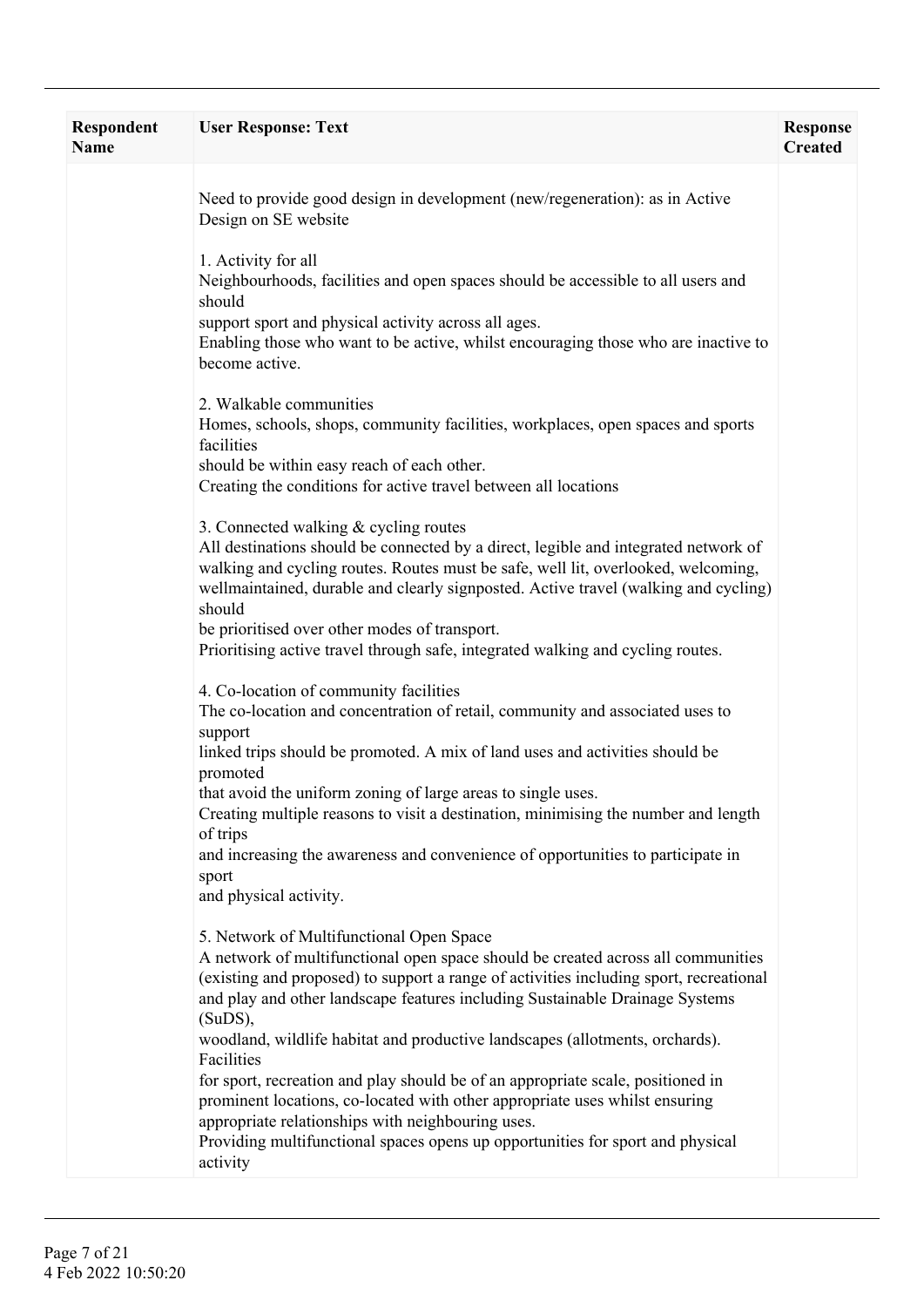| Respondent Name | User Response: Text | Response Created |
|---|---|---|
| | Need to provide good design in development (new/regeneration): as in Active Design on SE website<br><br>1. Activity for all<br>Neighbourhoods, facilities and open spaces should be accessible to all users and should<br>support sport and physical activity across all ages.<br>Enabling those who want to be active, whilst encouraging those who are inactive to become active.<br><br>2. Walkable communities<br>Homes, schools, shops, community facilities, workplaces, open spaces and sports facilities<br>should be within easy reach of each other.<br>Creating the conditions for active travel between all locations<br><br>3. Connected walking & cycling routes<br>All destinations should be connected by a direct, legible and integrated network of walking and cycling routes. Routes must be safe, well lit, overlooked, welcoming, wellmaintained, durable and clearly signposted. Active travel (walking and cycling) should<br>be prioritised over other modes of transport.<br>Prioritising active travel through safe, integrated walking and cycling routes.<br><br>4. Co-location of community facilities<br>The co-location and concentration of retail, community and associated uses to support<br>linked trips should be promoted. A mix of land uses and activities should be promoted<br>that avoid the uniform zoning of large areas to single uses.<br>Creating multiple reasons to visit a destination, minimising the number and length of trips<br>and increasing the awareness and convenience of opportunities to participate in sport<br>and physical activity.<br><br>5. Network of Multifunctional Open Space<br>A network of multifunctional open space should be created across all communities (existing and proposed) to support a range of activities including sport, recreational and play and other landscape features including Sustainable Drainage Systems (SuDS),<br>woodland, wildlife habitat and productive landscapes (allotments, orchards). Facilities<br>for sport, recreation and play should be of an appropriate scale, positioned in prominent locations, co-located with other appropriate uses whilst ensuring appropriate relationships with neighbouring uses.<br>Providing multifunctional spaces opens up opportunities for sport and physical activity | |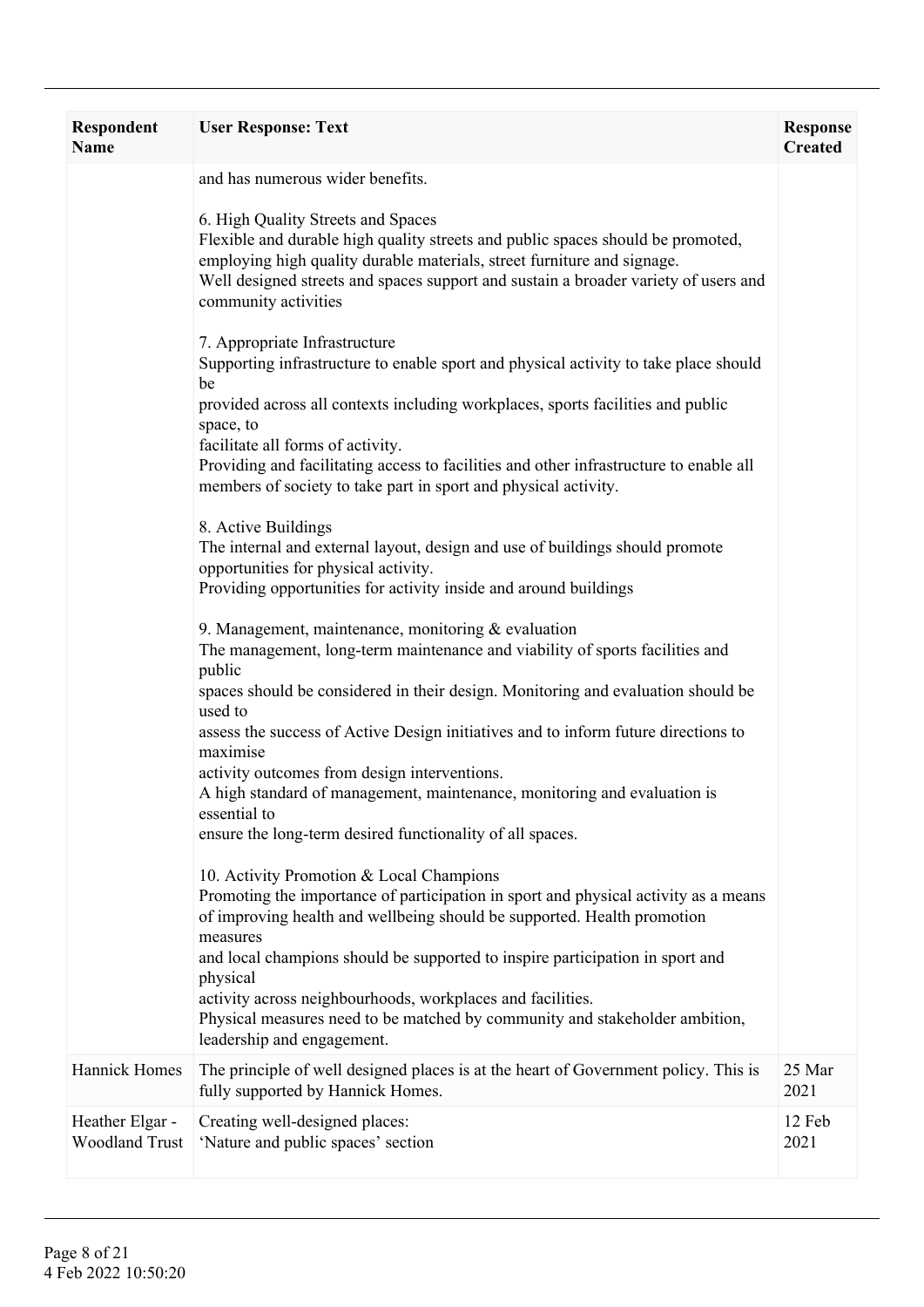| Respondent Name | User Response: Text | Response Created |
|---|---|---|
| | and has numerous wider benefits.<br><br>6. High Quality Streets and Spaces<br>Flexible and durable high quality streets and public spaces should be promoted, employing high quality durable materials, street furniture and signage.<br>Well designed streets and spaces support and sustain a broader variety of users and community activities<br><br>7. Appropriate Infrastructure<br>Supporting infrastructure to enable sport and physical activity to take place should be<br>provided across all contexts including workplaces, sports facilities and public space, to<br>facilitate all forms of activity.<br>Providing and facilitating access to facilities and other infrastructure to enable all members of society to take part in sport and physical activity.<br><br>8. Active Buildings<br>The internal and external layout, design and use of buildings should promote opportunities for physical activity.<br>Providing opportunities for activity inside and around buildings<br><br>9. Management, maintenance, monitoring & evaluation<br>The management, long-term maintenance and viability of sports facilities and public<br>spaces should be considered in their design. Monitoring and evaluation should be used to<br>assess the success of Active Design initiatives and to inform future directions to maximise<br>activity outcomes from design interventions.<br>A high standard of management, maintenance, monitoring and evaluation is essential to<br>ensure the long-term desired functionality of all spaces.<br><br>10. Activity Promotion & Local Champions<br>Promoting the importance of participation in sport and physical activity as a means of improving health and wellbeing should be supported. Health promotion measures<br>and local champions should be supported to inspire participation in sport and physical<br>activity across neighbourhoods, workplaces and facilities.<br>Physical measures need to be matched by community and stakeholder ambition, leadership and engagement. | |
| Hannick Homes | The principle of well designed places is at the heart of Government policy. This is fully supported by Hannick Homes. | 25 Mar 2021 |
| Heather Elgar - Woodland Trust | Creating well-designed places:<br>'Nature and public spaces' section | 12 Feb 2021 |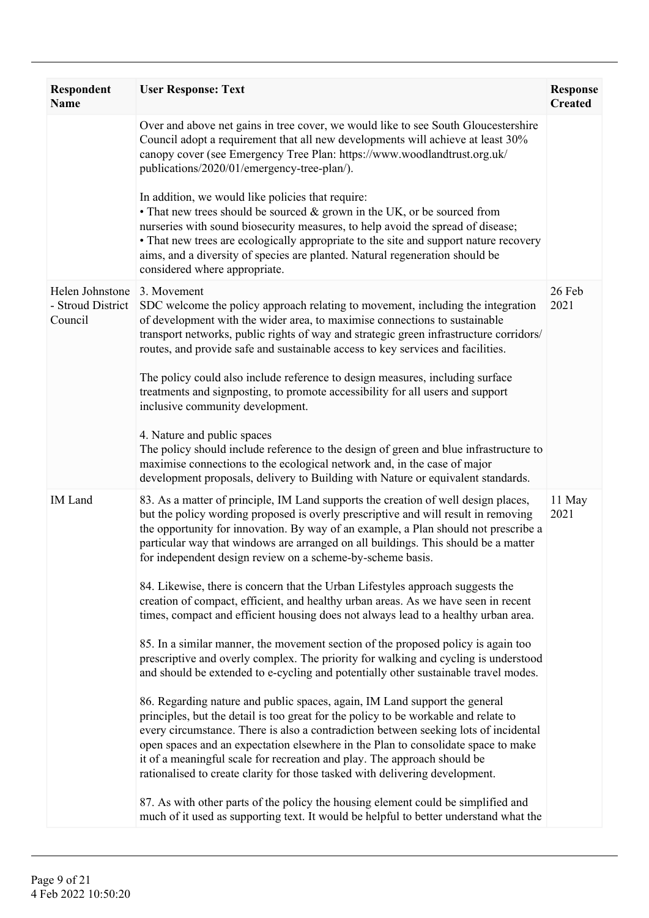| Respondent Name | User Response: Text | Response Created |
|---|---|---|
| | Over and above net gains in tree cover, we would like to see South Gloucestershire Council adopt a requirement that all new developments will achieve at least 30% canopy cover (see Emergency Tree Plan: https://www.woodlandtrust.org.uk/publications/2020/01/emergency-tree-plan/).<br><br>In addition, we would like policies that require:<br>• That new trees should be sourced & grown in the UK, or be sourced from nurseries with sound biosecurity measures, to help avoid the spread of disease;<br>• That new trees are ecologically appropriate to the site and support nature recovery aims, and a diversity of species are planted. Natural regeneration should be considered where appropriate. | |
| Helen Johnstone - Stroud District Council | 3. Movement<br>SDC welcome the policy approach relating to movement, including the integration of development with the wider area, to maximise connections to sustainable transport networks, public rights of way and strategic green infrastructure corridors/routes, and provide safe and sustainable access to key services and facilities.<br><br>The policy could also include reference to design measures, including surface treatments and signposting, to promote accessibility for all users and support inclusive community development.<br><br>4. Nature and public spaces<br>The policy should include reference to the design of green and blue infrastructure to maximise connections to the ecological network and, in the case of major development proposals, delivery to Building with Nature or equivalent standards. | 26 Feb 2021 |
| IM Land | 83. As a matter of principle, IM Land supports the creation of well design places, but the policy wording proposed is overly prescriptive and will result in removing the opportunity for innovation. By way of an example, a Plan should not prescribe a particular way that windows are arranged on all buildings. This should be a matter for independent design review on a scheme-by-scheme basis.<br><br>84. Likewise, there is concern that the Urban Lifestyles approach suggests the creation of compact, efficient, and healthy urban areas. As we have seen in recent times, compact and efficient housing does not always lead to a healthy urban area.<br><br>85. In a similar manner, the movement section of the proposed policy is again too prescriptive and overly complex. The priority for walking and cycling is understood and should be extended to e-cycling and potentially other sustainable travel modes.<br><br>86. Regarding nature and public spaces, again, IM Land support the general principles, but the detail is too great for the policy to be workable and relate to every circumstance. There is also a contradiction between seeking lots of incidental open spaces and an expectation elsewhere in the Plan to consolidate space to make it of a meaningful scale for recreation and play. The approach should be rationalised to create clarity for those tasked with delivering development.<br><br>87. As with other parts of the policy the housing element could be simplified and much of it used as supporting text. It would be helpful to better understand what the | 11 May 2021 |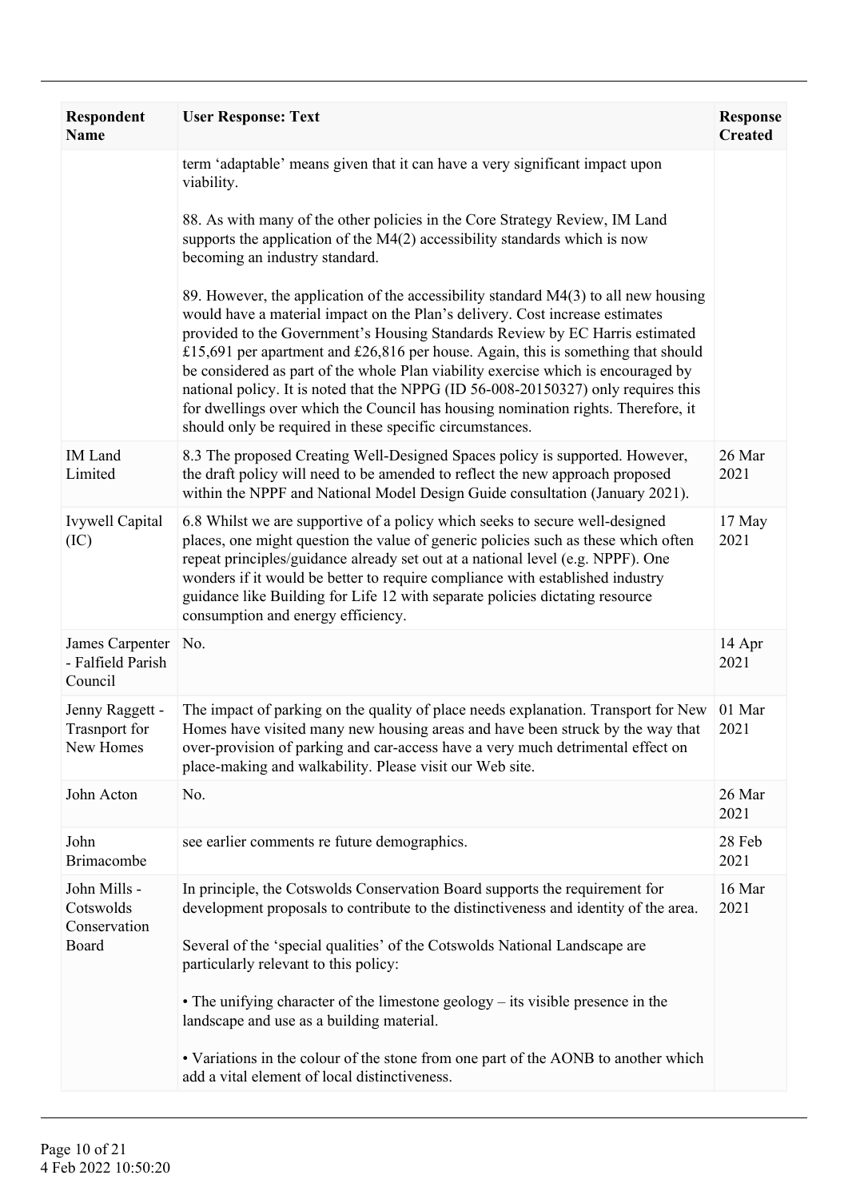| Respondent Name | User Response: Text | Response Created |
|---|---|---|
| | term 'adaptable' means given that it can have a very significant impact upon viability.<br><br>88. As with many of the other policies in the Core Strategy Review, IM Land supports the application of the M4(2) accessibility standards which is now becoming an industry standard.<br><br>89. However, the application of the accessibility standard M4(3) to all new housing would have a material impact on the Plan's delivery. Cost increase estimates provided to the Government's Housing Standards Review by EC Harris estimated £15,691 per apartment and £26,816 per house. Again, this is something that should be considered as part of the whole Plan viability exercise which is encouraged by national policy. It is noted that the NPPG (ID 56-008-20150327) only requires this for dwellings over which the Council has housing nomination rights. Therefore, it should only be required in these specific circumstances. | |
| IM Land Limited | 8.3 The proposed Creating Well-Designed Spaces policy is supported. However, the draft policy will need to be amended to reflect the new approach proposed within the NPPF and National Model Design Guide consultation (January 2021). | 26 Mar 2021 |
| Ivywell Capital (IC) | 6.8 Whilst we are supportive of a policy which seeks to secure well-designed places, one might question the value of generic policies such as these which often repeat principles/guidance already set out at a national level (e.g. NPPF). One wonders if it would be better to require compliance with established industry guidance like Building for Life 12 with separate policies dictating resource consumption and energy efficiency. | 17 May 2021 |
| James Carpenter - Falfield Parish Council | No. | 14 Apr 2021 |
| Jenny Raggett - Trasnport for New Homes | The impact of parking on the quality of place needs explanation. Transport for New Homes have visited many new housing areas and have been struck by the way that over-provision of parking and car-access have a very much detrimental effect on place-making and walkability. Please visit our Web site. | 01 Mar 2021 |
| John Acton | No. | 26 Mar 2021 |
| John Brimacombe | see earlier comments re future demographics. | 28 Feb 2021 |
| John Mills - Cotswolds Conservation Board | In principle, the Cotswolds Conservation Board supports the requirement for development proposals to contribute to the distinctiveness and identity of the area.<br><br>Several of the 'special qualities' of the Cotswolds National Landscape are particularly relevant to this policy:<br><br>• The unifying character of the limestone geology – its visible presence in the landscape and use as a building material.<br><br>• Variations in the colour of the stone from one part of the AONB to another which add a vital element of local distinctiveness. | 16 Mar 2021 |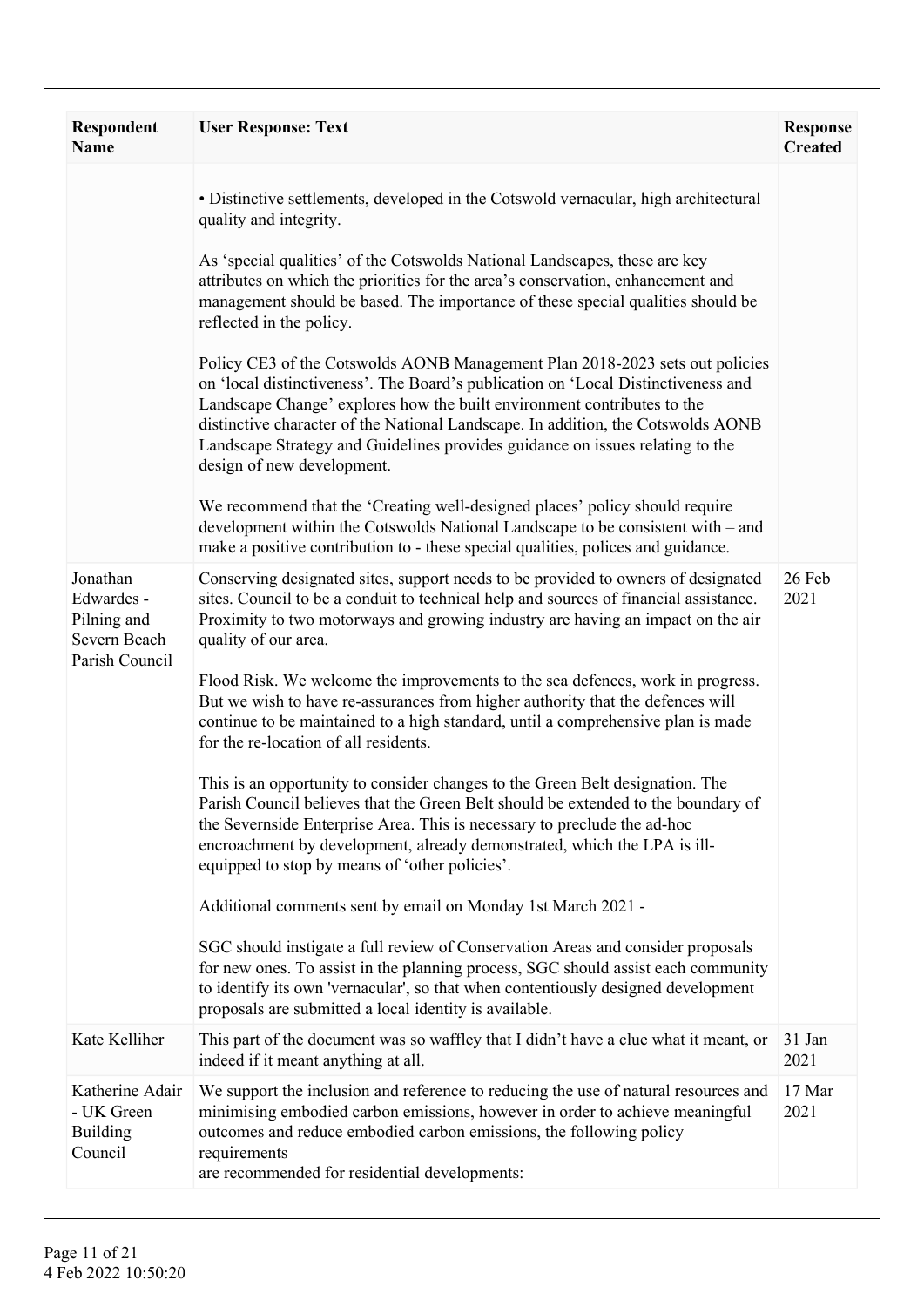| Respondent Name | User Response: Text | Response Created |
|---|---|---|
| | • Distinctive settlements, developed in the Cotswold vernacular, high architectural quality and integrity.<br><br>As 'special qualities' of the Cotswolds National Landscapes, these are key attributes on which the priorities for the area's conservation, enhancement and management should be based. The importance of these special qualities should be reflected in the policy.<br><br>Policy CE3 of the Cotswolds AONB Management Plan 2018-2023 sets out policies on 'local distinctiveness'. The Board's publication on 'Local Distinctiveness and Landscape Change' explores how the built environment contributes to the distinctive character of the National Landscape. In addition, the Cotswolds AONB Landscape Strategy and Guidelines provides guidance on issues relating to the design of new development.<br><br>We recommend that the 'Creating well-designed places' policy should require development within the Cotswolds National Landscape to be consistent with – and make a positive contribution to - these special qualities, polices and guidance. | |
| Jonathan Edwardes - Pilning and Severn Beach Parish Council | Conserving designated sites, support needs to be provided to owners of designated sites. Council to be a conduit to technical help and sources of financial assistance. Proximity to two motorways and growing industry are having an impact on the air quality of our area.<br><br>Flood Risk. We welcome the improvements to the sea defences, work in progress. But we wish to have re-assurances from higher authority that the defences will continue to be maintained to a high standard, until a comprehensive plan is made for the re-location of all residents.<br><br>This is an opportunity to consider changes to the Green Belt designation. The Parish Council believes that the Green Belt should be extended to the boundary of the Severnside Enterprise Area. This is necessary to preclude the ad-hoc encroachment by development, already demonstrated, which the LPA is ill-equipped to stop by means of 'other policies'.<br><br>Additional comments sent by email on Monday 1st March 2021 -<br><br>SGC should instigate a full review of Conservation Areas and consider proposals for new ones. To assist in the planning process, SGC should assist each community to identify its own 'vernacular', so that when contentiously designed development proposals are submitted a local identity is available. | 26 Feb 2021 |
| Kate Kelliher | This part of the document was so waffley that I didn't have a clue what it meant, or indeed if it meant anything at all. | 31 Jan 2021 |
| Katherine Adair - UK Green Building Council | We support the inclusion and reference to reducing the use of natural resources and minimising embodied carbon emissions, however in order to achieve meaningful outcomes and reduce embodied carbon emissions, the following policy requirements<br>are recommended for residential developments: | 17 Mar 2021 |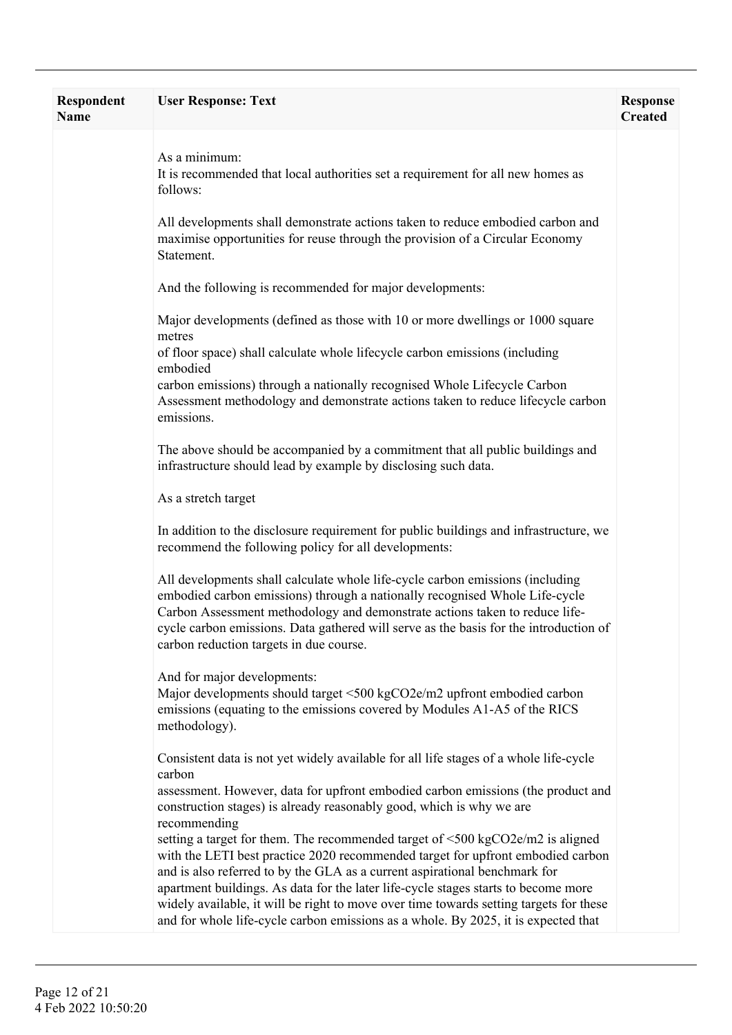| Respondent Name | User Response: Text | Response Created |
|---|---|---|
| | As a minimum:<br>It is recommended that local authorities set a requirement for all new homes as follows:<br><br>All developments shall demonstrate actions taken to reduce embodied carbon and maximise opportunities for reuse through the provision of a Circular Economy Statement.<br><br>And the following is recommended for major developments:<br><br>Major developments (defined as those with 10 or more dwellings or 1000 square metres of floor space) shall calculate whole lifecycle carbon emissions (including embodied carbon emissions) through a nationally recognised Whole Lifecycle Carbon Assessment methodology and demonstrate actions taken to reduce lifecycle carbon emissions.<br><br>The above should be accompanied by a commitment that all public buildings and infrastructure should lead by example by disclosing such data.<br><br>As a stretch target<br><br>In addition to the disclosure requirement for public buildings and infrastructure, we recommend the following policy for all developments:<br><br>All developments shall calculate whole life-cycle carbon emissions (including embodied carbon emissions) through a nationally recognised Whole Life-cycle Carbon Assessment methodology and demonstrate actions taken to reduce life-cycle carbon emissions. Data gathered will serve as the basis for the introduction of carbon reduction targets in due course.<br><br>And for major developments:<br>Major developments should target <500 kgCO2e/m2 upfront embodied carbon emissions (equating to the emissions covered by Modules A1-A5 of the RICS methodology).<br><br>Consistent data is not yet widely available for all life stages of a whole life-cycle carbon assessment. However, data for upfront embodied carbon emissions (the product and construction stages) is already reasonably good, which is why we are recommending setting a target for them. The recommended target of <500 kgCO2e/m2 is aligned with the LETI best practice 2020 recommended target for upfront embodied carbon and is also referred to by the GLA as a current aspirational benchmark for apartment buildings. As data for the later life-cycle stages starts to become more widely available, it will be right to move over time towards setting targets for these and for whole life-cycle carbon emissions as a whole. By 2025, it is expected that | |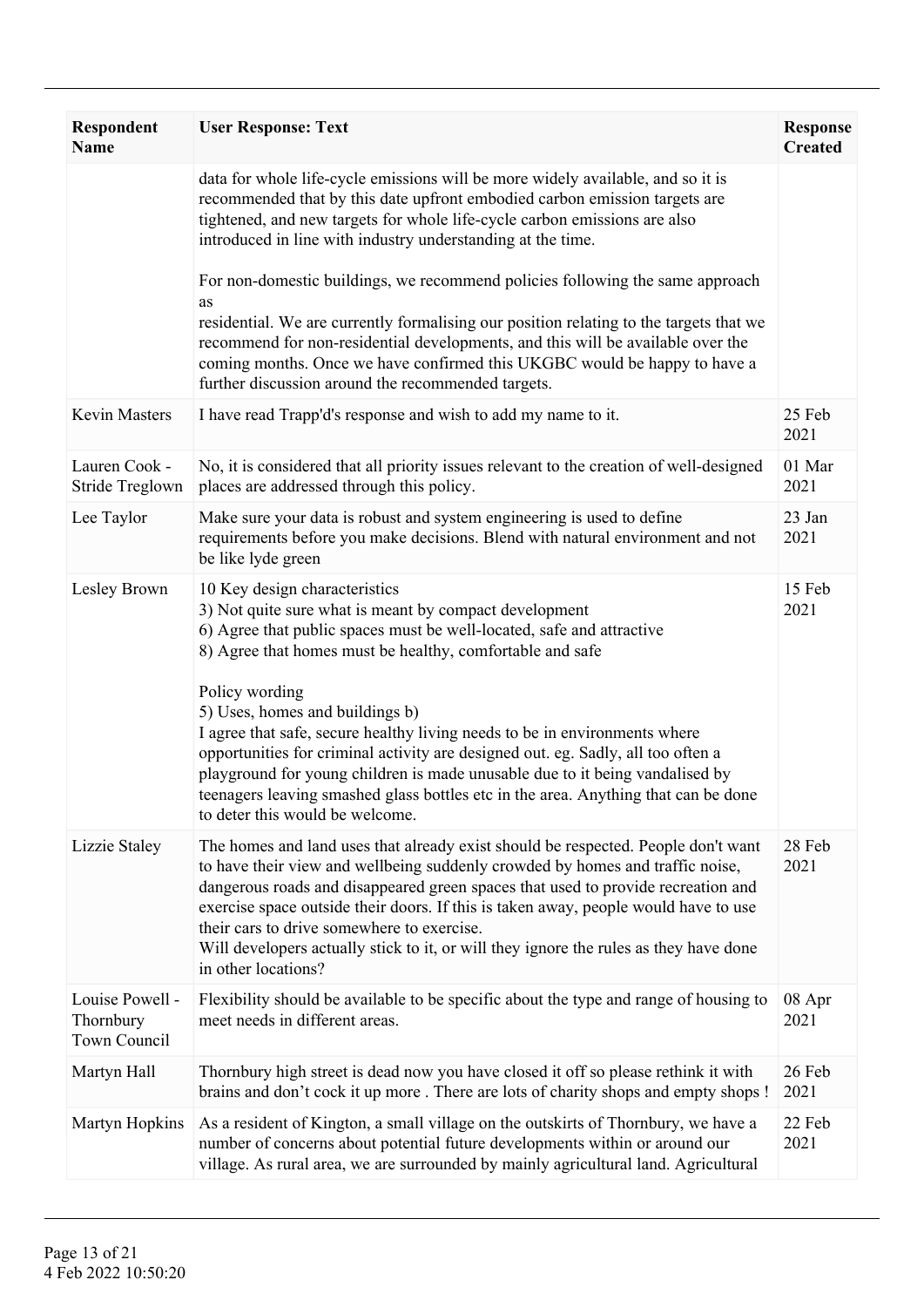| Respondent Name | User Response: Text | Response Created |
|---|---|---|
| | data for whole life-cycle emissions will be more widely available, and so it is recommended that by this date upfront embodied carbon emission targets are tightened, and new targets for whole life-cycle carbon emissions are also introduced in line with industry understanding at the time.<br><br>For non-domestic buildings, we recommend policies following the same approach as<br>residential. We are currently formalising our position relating to the targets that we recommend for non-residential developments, and this will be available over the coming months. Once we have confirmed this UKGBC would be happy to have a further discussion around the recommended targets. | |
| Kevin Masters | I have read Trapp'd's response and wish to add my name to it. | 25 Feb 2021 |
| Lauren Cook - Stride Treglown | No, it is considered that all priority issues relevant to the creation of well-designed places are addressed through this policy. | 01 Mar 2021 |
| Lee Taylor | Make sure your data is robust and system engineering is used to define requirements before you make decisions. Blend with natural environment and not be like lyde green | 23 Jan 2021 |
| Lesley Brown | 10 Key design characteristics<br>3) Not quite sure what is meant by compact development<br>6) Agree that public spaces must be well-located, safe and attractive<br>8) Agree that homes must be healthy, comfortable and safe<br><br>Policy wording<br>5) Uses, homes and buildings b)<br>I agree that safe, secure healthy living needs to be in environments where opportunities for criminal activity are designed out. eg. Sadly, all too often a playground for young children is made unusable due to it being vandalised by teenagers leaving smashed glass bottles etc in the area. Anything that can be done to deter this would be welcome. | 15 Feb 2021 |
| Lizzie Staley | The homes and land uses that already exist should be respected. People don't want to have their view and wellbeing suddenly crowded by homes and traffic noise, dangerous roads and disappeared green spaces that used to provide recreation and exercise space outside their doors. If this is taken away, people would have to use their cars to drive somewhere to exercise.<br>Will developers actually stick to it, or will they ignore the rules as they have done in other locations? | 28 Feb 2021 |
| Louise Powell - Thornbury Town Council | Flexibility should be available to be specific about the type and range of housing to meet needs in different areas. | 08 Apr 2021 |
| Martyn Hall | Thornbury high street is dead now you have closed it off so please rethink it with brains and don't cock it up more . There are lots of charity shops and empty shops ! | 26 Feb 2021 |
| Martyn Hopkins | As a resident of Kington, a small village on the outskirts of Thornbury, we have a number of concerns about potential future developments within or around our village. As rural area, we are surrounded by mainly agricultural land. Agricultural | 22 Feb 2021 |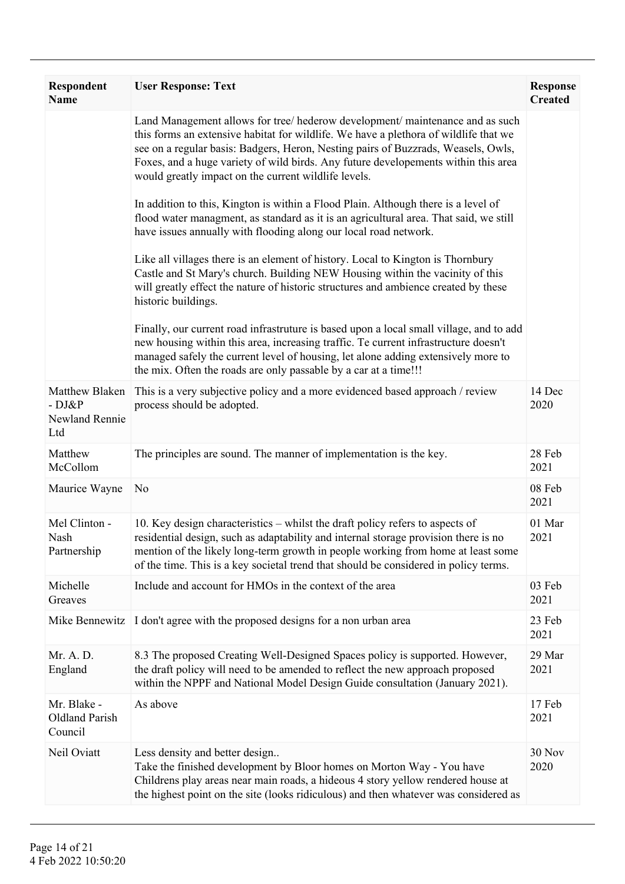| Respondent Name | User Response: Text | Response Created |
|---|---|---|
| | Land Management allows for tree/ hederow development/ maintenance and as such this forms an extensive habitat for wildlife. We have a plethora of wildlife that we see on a regular basis: Badgers, Heron, Nesting pairs of Buzzrads, Weasels, Owls, Foxes, and a huge variety of wild birds. Any future developements within this area would greatly impact on the current wildlife levels.<br><br>In addition to this, Kington is within a Flood Plain. Although there is a level of flood water managment, as standard as it is an agricultural area. That said, we still have issues annually with flooding along our local road network.<br><br>Like all villages there is an element of history. Local to Kington is Thornbury Castle and St Mary's church. Building NEW Housing within the vacinity of this will greatly effect the nature of historic structures and ambience created by these historic buildings.<br><br>Finally, our current road infrastruture is based upon a local small village, and to add new housing within this area, increasing traffic. Te current infrastructure doesn't managed safely the current level of housing, let alone adding extensively more to the mix. Often the roads are only passable by a car at a time!!! | |
| Matthew Blaken - DJ&P Newland Rennie Ltd | This is a very subjective policy and a more evidenced based approach / review process should be adopted. | 14 Dec 2020 |
| Matthew McCollom | The principles are sound. The manner of implementation is the key. | 28 Feb 2021 |
| Maurice Wayne | No | 08 Feb 2021 |
| Mel Clinton - Nash Partnership | 10. Key design characteristics – whilst the draft policy refers to aspects of residential design, such as adaptability and internal storage provision there is no mention of the likely long-term growth in people working from home at least some of the time. This is a key societal trend that should be considered in policy terms. | 01 Mar 2021 |
| Michelle Greaves | Include and account for HMOs in the context of the area | 03 Feb 2021 |
| Mike Bennewitz | I don't agree with the proposed designs for a non urban area | 23 Feb 2021 |
| Mr. A. D. England | 8.3 The proposed Creating Well-Designed Spaces policy is supported. However, the draft policy will need to be amended to reflect the new approach proposed within the NPPF and National Model Design Guide consultation (January 2021). | 29 Mar 2021 |
| Mr. Blake - Oldland Parish Council | As above | 17 Feb 2021 |
| Neil Oviatt | Less density and better design..<br>Take the finished development by Bloor homes on Morton Way - You have Childrens play areas near main roads, a hideous 4 story yellow rendered house at the highest point on the site (looks ridiculous) and then whatever was considered as | 30 Nov 2020 |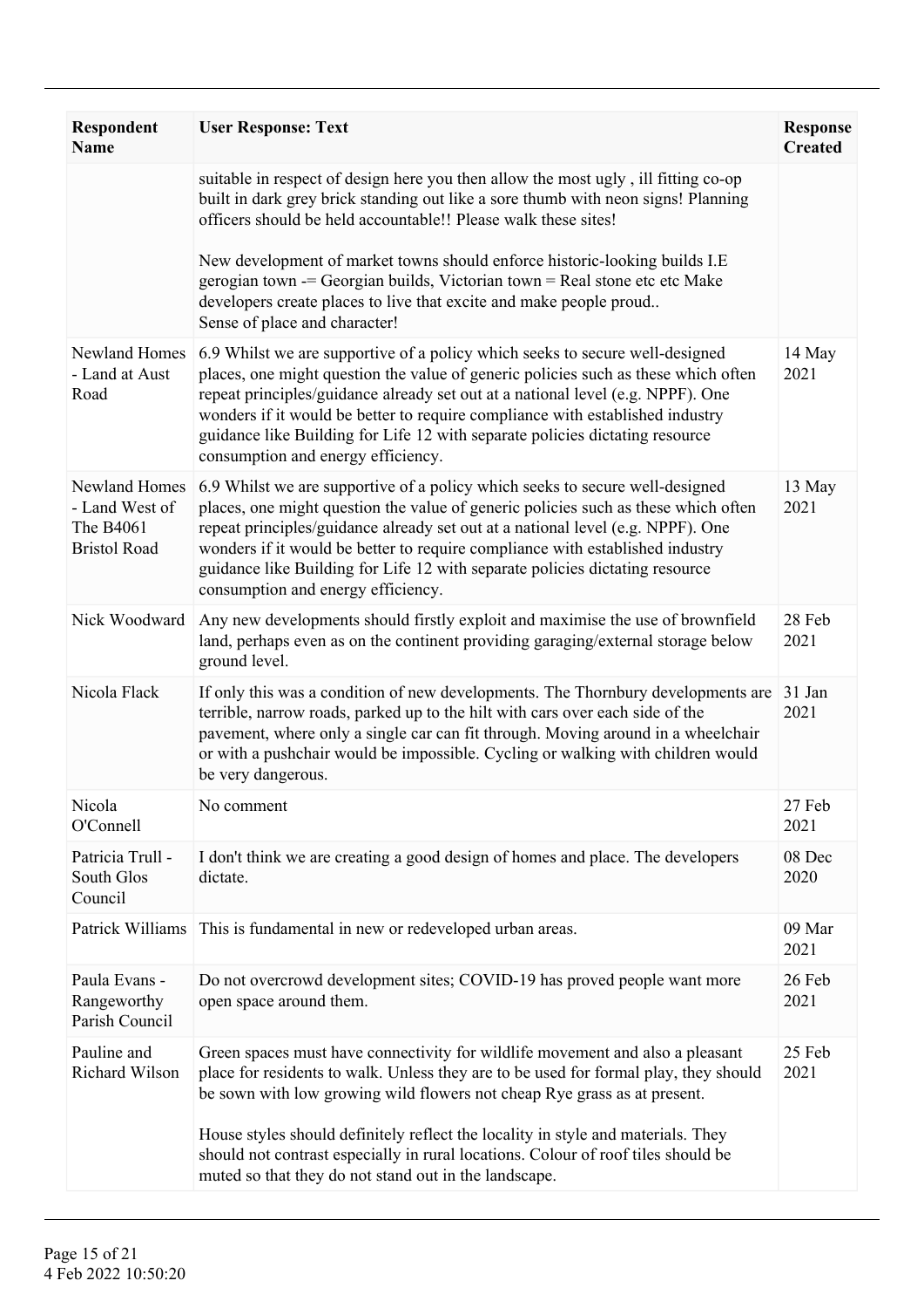| Respondent Name | User Response: Text | Response Created |
|---|---|---|
| | suitable in respect of design here you then allow the most ugly , ill fitting co-op built in dark grey brick standing out like a sore thumb with neon signs! Planning officers should be held accountable!! Please walk these sites!<br><br>New development of market towns should enforce historic-looking builds I.E gerogian town -= Georgian builds, Victorian town = Real stone etc etc Make developers create places to live that excite and make people proud..<br>Sense of place and character! | |
| Newland Homes - Land at Aust Road | 6.9 Whilst we are supportive of a policy which seeks to secure well-designed places, one might question the value of generic policies such as these which often repeat principles/guidance already set out at a national level (e.g. NPPF). One wonders if it would be better to require compliance with established industry guidance like Building for Life 12 with separate policies dictating resource consumption and energy efficiency. | 14 May 2021 |
| Newland Homes - Land West of The B4061 Bristol Road | 6.9 Whilst we are supportive of a policy which seeks to secure well-designed places, one might question the value of generic policies such as these which often repeat principles/guidance already set out at a national level (e.g. NPPF). One wonders if it would be better to require compliance with established industry guidance like Building for Life 12 with separate policies dictating resource consumption and energy efficiency. | 13 May 2021 |
| Nick Woodward | Any new developments should firstly exploit and maximise the use of brownfield land, perhaps even as on the continent providing garaging/external storage below ground level. | 28 Feb 2021 |
| Nicola Flack | If only this was a condition of new developments. The Thornbury developments are terrible, narrow roads, parked up to the hilt with cars over each side of the pavement, where only a single car can fit through. Moving around in a wheelchair or with a pushchair would be impossible. Cycling or walking with children would be very dangerous. | 31 Jan 2021 |
| Nicola O'Connell | No comment | 27 Feb 2021 |
| Patricia Trull - South Glos Council | I don't think we are creating a good design of homes and place. The developers dictate. | 08 Dec 2020 |
| Patrick Williams | This is fundamental in new or redeveloped urban areas. | 09 Mar 2021 |
| Paula Evans - Rangeworthy Parish Council | Do not overcrowd development sites; COVID-19 has proved people want more open space around them. | 26 Feb 2021 |
| Pauline and Richard Wilson | Green spaces must have connectivity for wildlife movement and also a pleasant place for residents to walk. Unless they are to be used for formal play, they should be sown with low growing wild flowers not cheap Rye grass as at present.<br><br>House styles should definitely reflect the locality in style and materials. They should not contrast especially in rural locations. Colour of roof tiles should be muted so that they do not stand out in the landscape. | 25 Feb 2021 |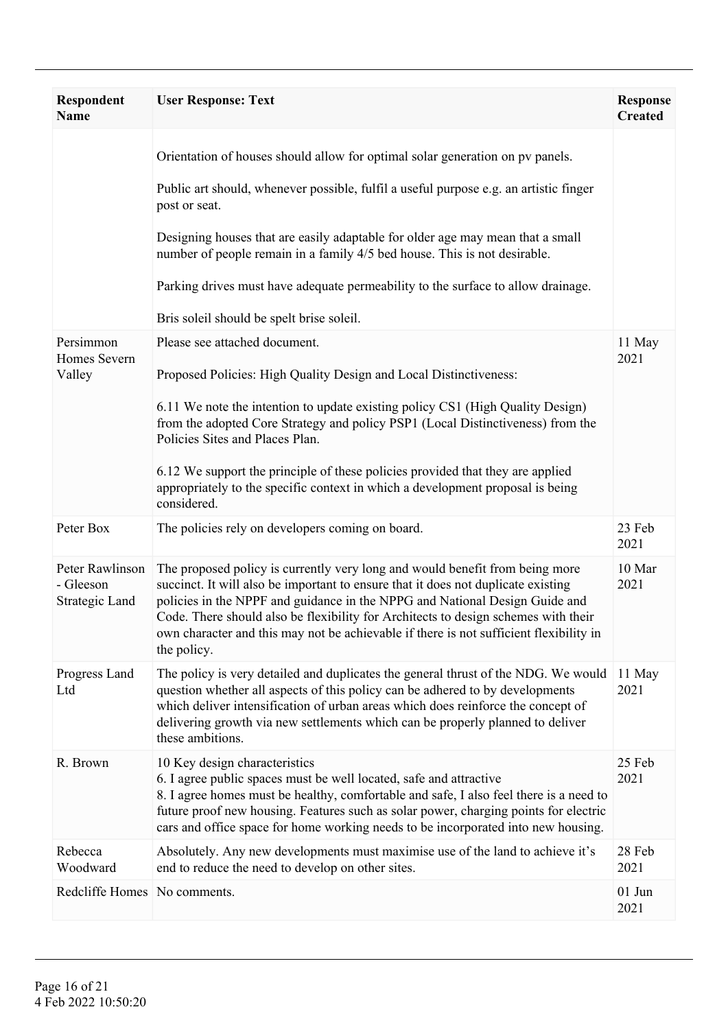| Respondent Name | User Response: Text | Response Created |
|---|---|---|
| | Orientation of houses should allow for optimal solar generation on pv panels.<br><br>Public art should, whenever possible, fulfil a useful purpose e.g. an artistic finger post or seat.<br><br>Designing houses that are easily adaptable for older age may mean that a small number of people remain in a family 4/5 bed house. This is not desirable.<br><br>Parking drives must have adequate permeability to the surface to allow drainage.<br><br>Bris soleil should be spelt brise soleil. | |
| Persimmon Homes Severn Valley | Please see attached document.<br><br>Proposed Policies: High Quality Design and Local Distinctiveness:<br><br>6.11 We note the intention to update existing policy CS1 (High Quality Design) from the adopted Core Strategy and policy PSP1 (Local Distinctiveness) from the Policies Sites and Places Plan.<br><br>6.12 We support the principle of these policies provided that they are applied appropriately to the specific context in which a development proposal is being considered. | 11 May 2021 |
| Peter Box | The policies rely on developers coming on board. | 23 Feb 2021 |
| Peter Rawlinson - Gleeson Strategic Land | The proposed policy is currently very long and would benefit from being more succinct. It will also be important to ensure that it does not duplicate existing policies in the NPPF and guidance in the NPPG and National Design Guide and Code. There should also be flexibility for Architects to design schemes with their own character and this may not be achievable if there is not sufficient flexibility in the policy. | 10 Mar 2021 |
| Progress Land Ltd | The policy is very detailed and duplicates the general thrust of the NDG. We would question whether all aspects of this policy can be adhered to by developments which deliver intensification of urban areas which does reinforce the concept of delivering growth via new settlements which can be properly planned to deliver these ambitions. | 11 May 2021 |
| R. Brown | 10 Key design characteristics<br>6. I agree public spaces must be well located, safe and attractive<br>8. I agree homes must be healthy, comfortable and safe, I also feel there is a need to future proof new housing. Features such as solar power, charging points for electric cars and office space for home working needs to be incorporated into new housing. | 25 Feb 2021 |
| Rebecca Woodward | Absolutely. Any new developments must maximise use of the land to achieve it's end to reduce the need to develop on other sites. | 28 Feb 2021 |
| Redcliffe Homes | No comments. | 01 Jun 2021 |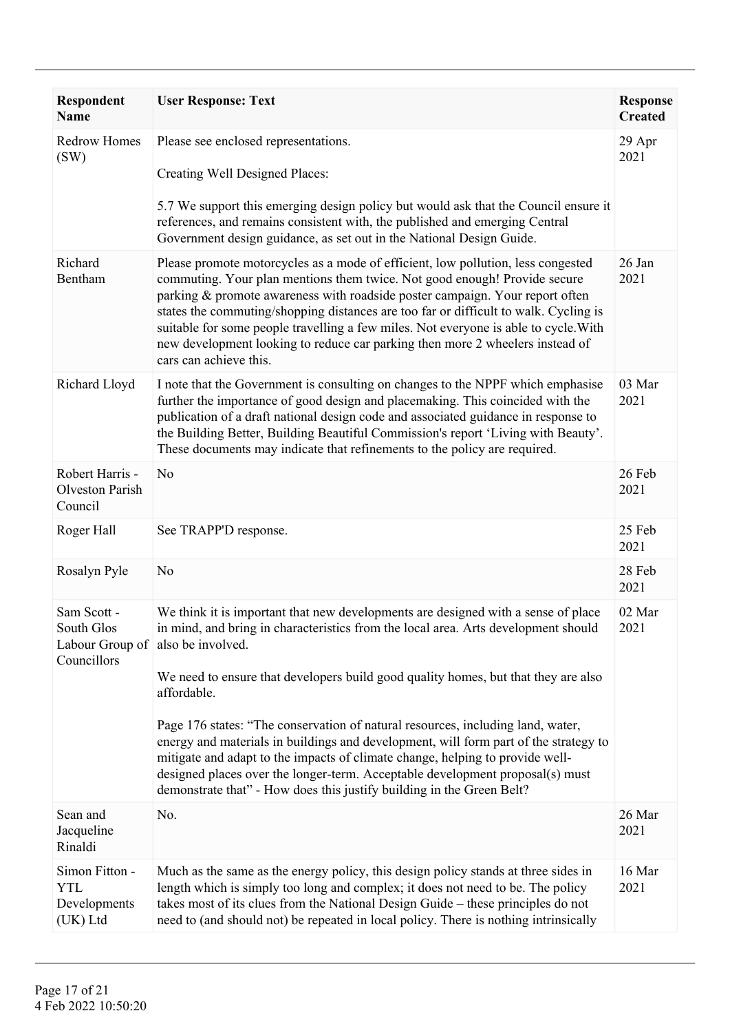| Respondent Name | User Response: Text | Response Created |
|---|---|---|
| Redrow Homes (SW) | Please see enclosed representations.<br><br>Creating Well Designed Places:<br><br>5.7 We support this emerging design policy but would ask that the Council ensure it references, and remains consistent with, the published and emerging Central Government design guidance, as set out in the National Design Guide. | 29 Apr 2021 |
| Richard Bentham | Please promote motorcycles as a mode of efficient, low pollution, less congested commuting. Your plan mentions them twice. Not good enough! Provide secure parking & promote awareness with roadside poster campaign. Your report often states the commuting/shopping distances are too far or difficult to walk. Cycling is suitable for some people travelling a few miles. Not everyone is able to cycle.With new development looking to reduce car parking then more 2 wheelers instead of cars can achieve this. | 26 Jan 2021 |
| Richard Lloyd | I note that the Government is consulting on changes to the NPPF which emphasise further the importance of good design and placemaking. This coincided with the publication of a draft national design code and associated guidance in response to the Building Better, Building Beautiful Commission's report 'Living with Beauty'. These documents may indicate that refinements to the policy are required. | 03 Mar 2021 |
| Robert Harris - Olveston Parish Council | No | 26 Feb 2021 |
| Roger Hall | See TRAPP'D response. | 25 Feb 2021 |
| Rosalyn Pyle | No | 28 Feb 2021 |
| Sam Scott - South Glos Labour Group of Councillors | We think it is important that new developments are designed with a sense of place in mind, and bring in characteristics from the local area. Arts development should also be involved.<br><br>We need to ensure that developers build good quality homes, but that they are also affordable.<br><br>Page 176 states: "The conservation of natural resources, including land, water, energy and materials in buildings and development, will form part of the strategy to mitigate and adapt to the impacts of climate change, helping to provide well-designed places over the longer-term. Acceptable development proposal(s) must demonstrate that" - How does this justify building in the Green Belt? | 02 Mar 2021 |
| Sean and Jacqueline Rinaldi | No. | 26 Mar 2021 |
| Simon Fitton - YTL Developments (UK) Ltd | Much as the same as the energy policy, this design policy stands at three sides in length which is simply too long and complex; it does not need to be. The policy takes most of its clues from the National Design Guide – these principles do not need to (and should not) be repeated in local policy. There is nothing intrinsically | 16 Mar 2021 |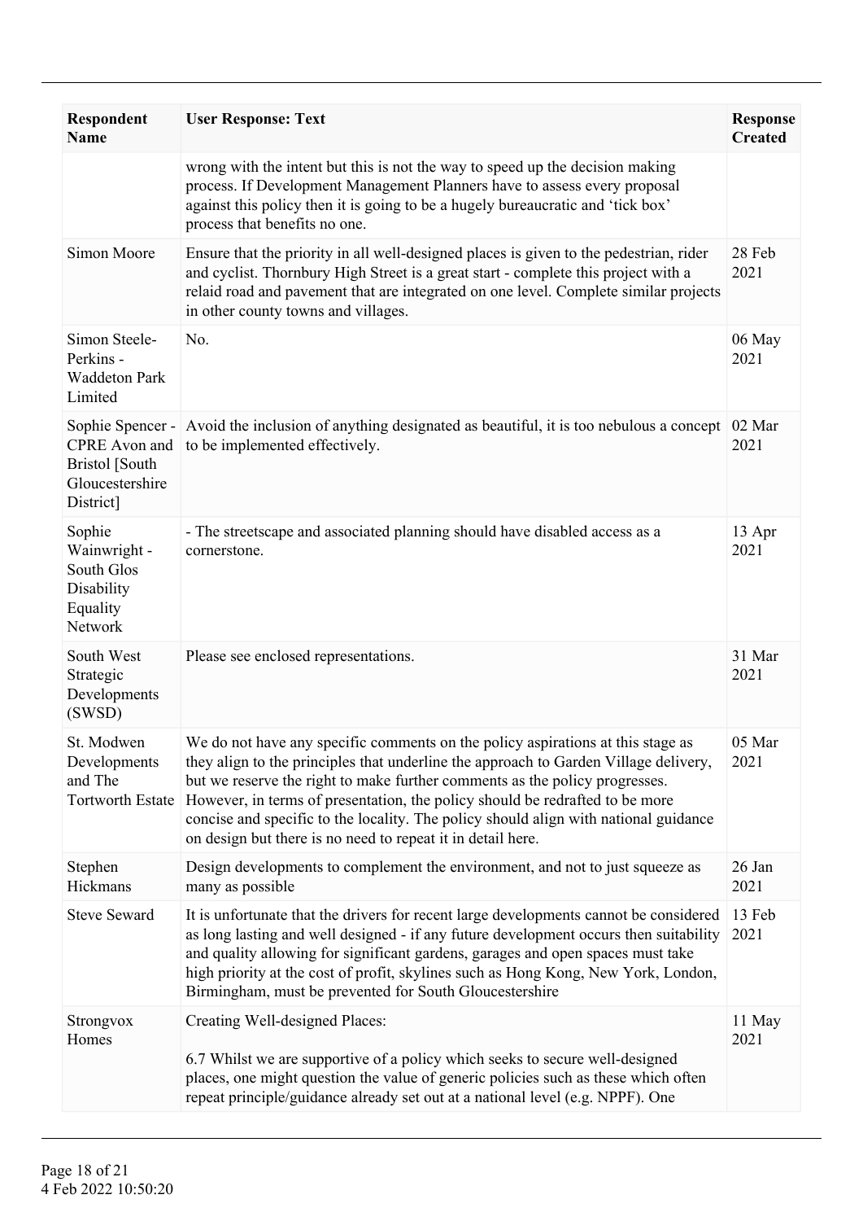| Respondent Name | User Response: Text | Response Created |
|---|---|---|
| | wrong with the intent but this is not the way to speed up the decision making process. If Development Management Planners have to assess every proposal against this policy then it is going to be a hugely bureaucratic and 'tick box' process that benefits no one. | |
| Simon Moore | Ensure that the priority in all well-designed places is given to the pedestrian, rider and cyclist. Thornbury High Street is a great start - complete this project with a relaid road and pavement that are integrated on one level. Complete similar projects in other county towns and villages. | 28 Feb 2021 |
| Simon Steele-Perkins - Waddeton Park Limited | No. | 06 May 2021 |
| Sophie Spencer - CPRE Avon and Bristol [South Gloucestershire District] | Avoid the inclusion of anything designated as beautiful, it is too nebulous a concept to be implemented effectively. | 02 Mar 2021 |
| Sophie Wainwright - South Glos Disability Equality Network | - The streetscape and associated planning should have disabled access as a cornerstone. | 13 Apr 2021 |
| South West Strategic Developments (SWSD) | Please see enclosed representations. | 31 Mar 2021 |
| St. Modwen Developments and The Tortworth Estate | We do not have any specific comments on the policy aspirations at this stage as they align to the principles that underline the approach to Garden Village delivery, but we reserve the right to make further comments as the policy progresses. However, in terms of presentation, the policy should be redrafted to be more concise and specific to the locality. The policy should align with national guidance on design but there is no need to repeat it in detail here. | 05 Mar 2021 |
| Stephen Hickmans | Design developments to complement the environment, and not to just squeeze as many as possible | 26 Jan 2021 |
| Steve Seward | It is unfortunate that the drivers for recent large developments cannot be considered as long lasting and well designed - if any future development occurs then suitability and quality allowing for significant gardens, garages and open spaces must take high priority at the cost of profit, skylines such as Hong Kong, New York, London, Birmingham, must be prevented for South Gloucestershire | 13 Feb 2021 |
| Strongvox Homes | Creating Well-designed Places:<br><br>6.7 Whilst we are supportive of a policy which seeks to secure well-designed places, one might question the value of generic policies such as these which often repeat principle/guidance already set out at a national level (e.g. NPPF). One | 11 May 2021 |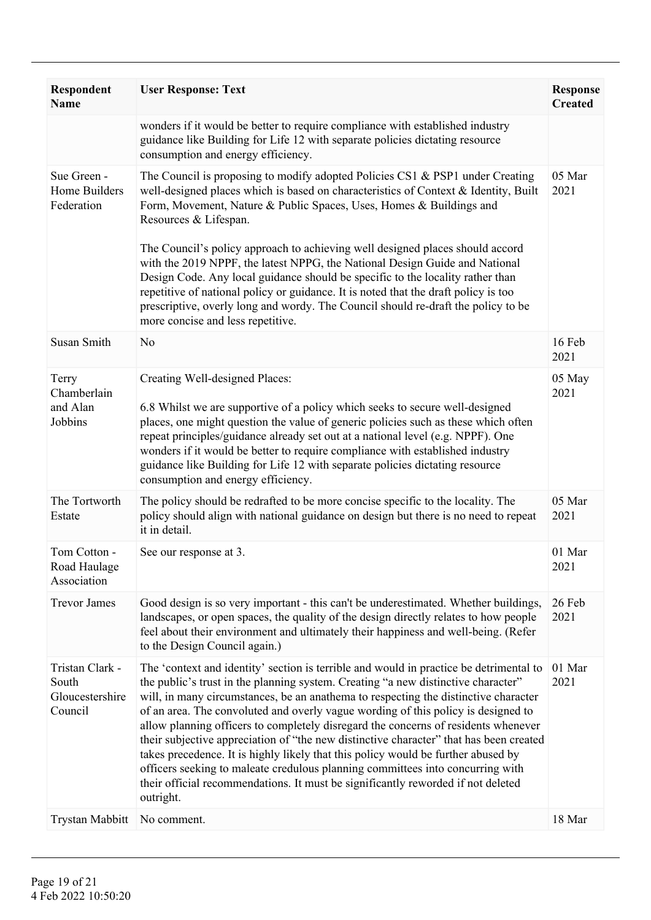| Respondent Name | User Response: Text | Response Created |
|---|---|---|
| | wonders if it would be better to require compliance with established industry guidance like Building for Life 12 with separate policies dictating resource consumption and energy efficiency. | |
| Sue Green - Home Builders Federation | The Council is proposing to modify adopted Policies CS1 & PSP1 under Creating well-designed places which is based on characteristics of Context & Identity, Built Form, Movement, Nature & Public Spaces, Uses, Homes & Buildings and Resources & Lifespan.<br><br>The Council's policy approach to achieving well designed places should accord with the 2019 NPPF, the latest NPPG, the National Design Guide and National Design Code. Any local guidance should be specific to the locality rather than repetitive of national policy or guidance. It is noted that the draft policy is too prescriptive, overly long and wordy. The Council should re-draft the policy to be more concise and less repetitive. | 05 Mar 2021 |
| Susan Smith | No | 16 Feb 2021 |
| Terry Chamberlain and Alan Jobbins | Creating Well-designed Places:<br><br>6.8 Whilst we are supportive of a policy which seeks to secure well-designed places, one might question the value of generic policies such as these which often repeat principles/guidance already set out at a national level (e.g. NPPF). One wonders if it would be better to require compliance with established industry guidance like Building for Life 12 with separate policies dictating resource consumption and energy efficiency. | 05 May 2021 |
| The Tortworth Estate | The policy should be redrafted to be more concise specific to the locality. The policy should align with national guidance on design but there is no need to repeat it in detail. | 05 Mar 2021 |
| Tom Cotton - Road Haulage Association | See our response at 3. | 01 Mar 2021 |
| Trevor James | Good design is so very important - this can't be underestimated. Whether buildings, landscapes, or open spaces, the quality of the design directly relates to how people feel about their environment and ultimately their happiness and well-being. (Refer to the Design Council again.) | 26 Feb 2021 |
| Tristan Clark - South Gloucestershire Council | The 'context and identity' section is terrible and would in practice be detrimental to the public's trust in the planning system. Creating "a new distinctive character" will, in many circumstances, be an anathema to respecting the distinctive character of an area. The convoluted and overly vague wording of this policy is designed to allow planning officers to completely disregard the concerns of residents whenever their subjective appreciation of "the new distinctive character" that has been created takes precedence. It is highly likely that this policy would be further abused by officers seeking to maleate credulous planning committees into concurring with their official recommendations. It must be significantly reworded if not deleted outright. | 01 Mar 2021 |
| Trystan Mabbitt | No comment. | 18 Mar |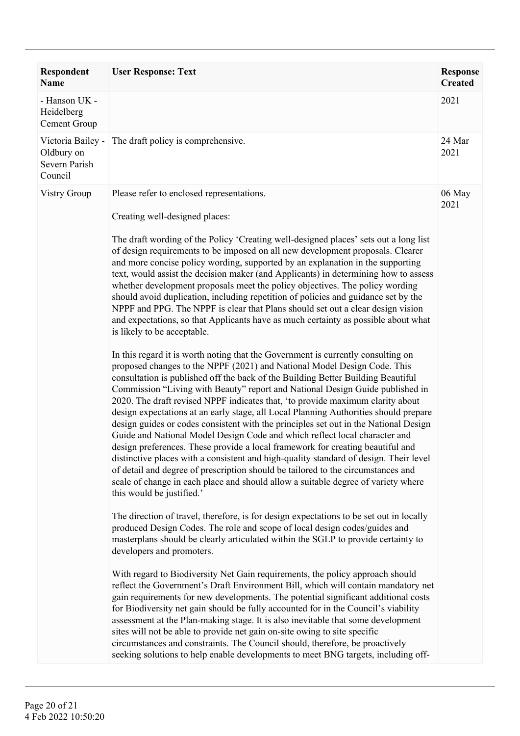| Respondent Name | User Response: Text | Response Created |
|---|---|---|
| - Hanson UK - Heidelberg Cement Group | | 2021 |
| Victoria Bailey - Oldbury on Severn Parish Council | The draft policy is comprehensive. | 24 Mar 2021 |
| Vistry Group | Please refer to enclosed representations.<br><br>Creating well-designed places:<br><br>The draft wording of the Policy 'Creating well-designed places' sets out a long list of design requirements to be imposed on all new development proposals. Clearer and more concise policy wording, supported by an explanation in the supporting text, would assist the decision maker (and Applicants) in determining how to assess whether development proposals meet the policy objectives. The policy wording should avoid duplication, including repetition of policies and guidance set by the NPPF and PPG. The NPPF is clear that Plans should set out a clear design vision and expectations, so that Applicants have as much certainty as possible about what is likely to be acceptable.<br><br>In this regard it is worth noting that the Government is currently consulting on proposed changes to the NPPF (2021) and National Model Design Code. This consultation is published off the back of the Building Better Building Beautiful Commission "Living with Beauty" report and National Design Guide published in 2020. The draft revised NPPF indicates that, 'to provide maximum clarity about design expectations at an early stage, all Local Planning Authorities should prepare design guides or codes consistent with the principles set out in the National Design Guide and National Model Design Code and which reflect local character and design preferences. These provide a local framework for creating beautiful and distinctive places with a consistent and high-quality standard of design. Their level of detail and degree of prescription should be tailored to the circumstances and scale of change in each place and should allow a suitable degree of variety where this would be justified.'<br><br>The direction of travel, therefore, is for design expectations to be set out in locally produced Design Codes. The role and scope of local design codes/guides and masterplans should be clearly articulated within the SGLP to provide certainty to developers and promoters.<br><br>With regard to Biodiversity Net Gain requirements, the policy approach should reflect the Government's Draft Environment Bill, which will contain mandatory net gain requirements for new developments. The potential significant additional costs for Biodiversity net gain should be fully accounted for in the Council's viability assessment at the Plan-making stage. It is also inevitable that some development sites will not be able to provide net gain on-site owing to site specific circumstances and constraints. The Council should, therefore, be proactively seeking solutions to help enable developments to meet BNG targets, including off- | 06 May 2021 |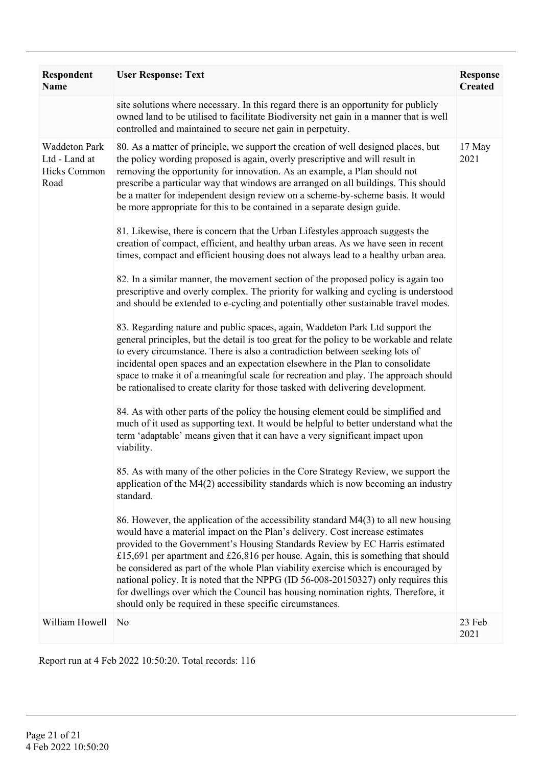| Respondent Name | User Response: Text | Response Created |
|---|---|---|
| | site solutions where necessary. In this regard there is an opportunity for publicly owned land to be utilised to facilitate Biodiversity net gain in a manner that is well controlled and maintained to secure net gain in perpetuity. | |
| Waddeton Park Ltd - Land at Hicks Common Road | 80. As a matter of principle, we support the creation of well designed places, but the policy wording proposed is again, overly prescriptive and will result in removing the opportunity for innovation. As an example, a Plan should not prescribe a particular way that windows are arranged on all buildings. This should be a matter for independent design review on a scheme-by-scheme basis. It would be more appropriate for this to be contained in a separate design guide.<br><br>81. Likewise, there is concern that the Urban Lifestyles approach suggests the creation of compact, efficient, and healthy urban areas. As we have seen in recent times, compact and efficient housing does not always lead to a healthy urban area.<br><br>82. In a similar manner, the movement section of the proposed policy is again too prescriptive and overly complex. The priority for walking and cycling is understood and should be extended to e-cycling and potentially other sustainable travel modes.<br><br>83. Regarding nature and public spaces, again, Waddeton Park Ltd support the general principles, but the detail is too great for the policy to be workable and relate to every circumstance. There is also a contradiction between seeking lots of incidental open spaces and an expectation elsewhere in the Plan to consolidate space to make it of a meaningful scale for recreation and play. The approach should be rationalised to create clarity for those tasked with delivering development.<br><br>84. As with other parts of the policy the housing element could be simplified and much of it used as supporting text. It would be helpful to better understand what the term 'adaptable' means given that it can have a very significant impact upon viability.<br><br>85. As with many of the other policies in the Core Strategy Review, we support the application of the M4(2) accessibility standards which is now becoming an industry standard.<br><br>86. However, the application of the accessibility standard M4(3) to all new housing would have a material impact on the Plan's delivery. Cost increase estimates provided to the Government's Housing Standards Review by EC Harris estimated £15,691 per apartment and £26,816 per house. Again, this is something that should be considered as part of the whole Plan viability exercise which is encouraged by national policy. It is noted that the NPPG (ID 56-008-20150327) only requires this for dwellings over which the Council has housing nomination rights. Therefore, it should only be required in these specific circumstances. | 17 May 2021 |
| William Howell | No | 23 Feb 2021 |

Report run at 4 Feb 2022 10:50:20. Total records: 116